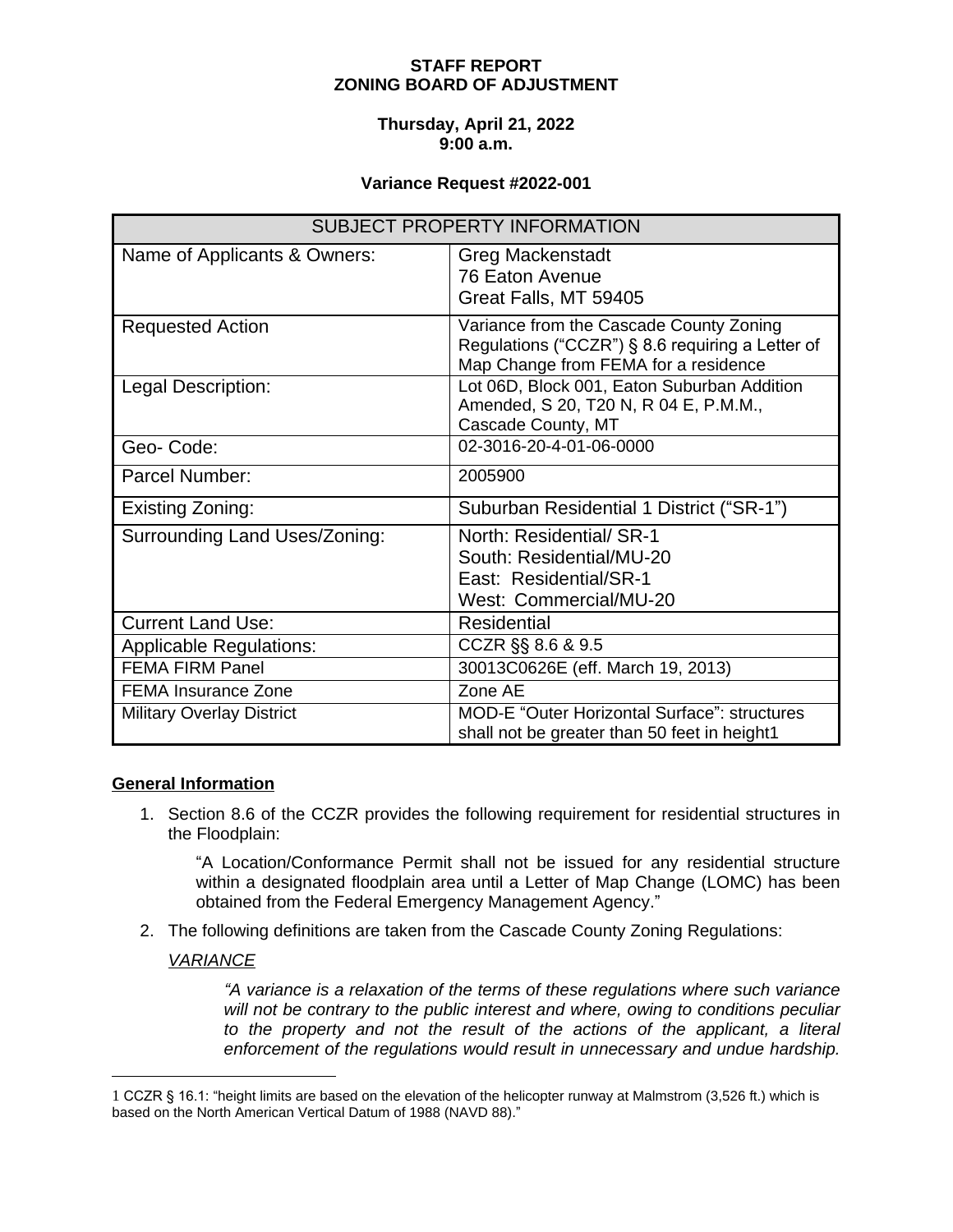**STAFF REPORT**
**ZONING BOARD OF ADJUSTMENT**

**Thursday, April 21, 2022**
**9:00 a.m.**

**Variance Request #2022-001**

| SUBJECT PROPERTY INFORMATION | |
|---|---|
| Name of Applicants & Owners: | Greg Mackenstadt<br>76 Eaton Avenue<br>Great Falls, MT 59405 |
| Requested Action | Variance from the Cascade County Zoning Regulations ("CCZR") § 8.6 requiring a Letter of Map Change from FEMA for a residence |
| Legal Description: | Lot 06D, Block 001, Eaton Suburban Addition Amended, S 20, T20 N, R 04 E, P.M.M., Cascade County, MT |
| Geo- Code: | 02-3016-20-4-01-06-0000 |
| Parcel Number: | 2005900 |
| Existing Zoning: | Suburban Residential 1 District ("SR-1") |
| Surrounding Land Uses/Zoning: | North: Residential/ SR-1<br>South: Residential/MU-20<br>East: Residential/SR-1<br>West: Commercial/MU-20 |
| Current Land Use: | Residential |
| Applicable Regulations: | CCZR §§ 8.6 & 9.5 |
| FEMA FIRM Panel | 30013C0626E (eff. March 19, 2013) |
| FEMA Insurance Zone | Zone AE |
| Military Overlay District | MOD-E "Outer Horizontal Surface": structures shall not be greater than 50 feet in height[1] |

**General Information**

1. Section 8.6 of the CCZR provides the following requirement for residential structures in the Floodplain:

   "A Location/Conformance Permit shall not be issued for any residential structure within a designated floodplain area until a Letter of Map Change (LOMC) has been obtained from the Federal Emergency Management Agency."

2. The following definitions are taken from the Cascade County Zoning Regulations:

   VARIANCE

   *"A variance is a relaxation of the terms of these regulations where such variance will not be contrary to the public interest and where, owing to conditions peculiar to the property and not the result of the actions of the applicant, a literal enforcement of the regulations would result in unnecessary and undue hardship.*

[1] CCZR § 16.1: "height limits are based on the elevation of the helicopter runway at Malmstrom (3,526 ft.) which is based on the North American Vertical Datum of 1988 (NAVD 88)."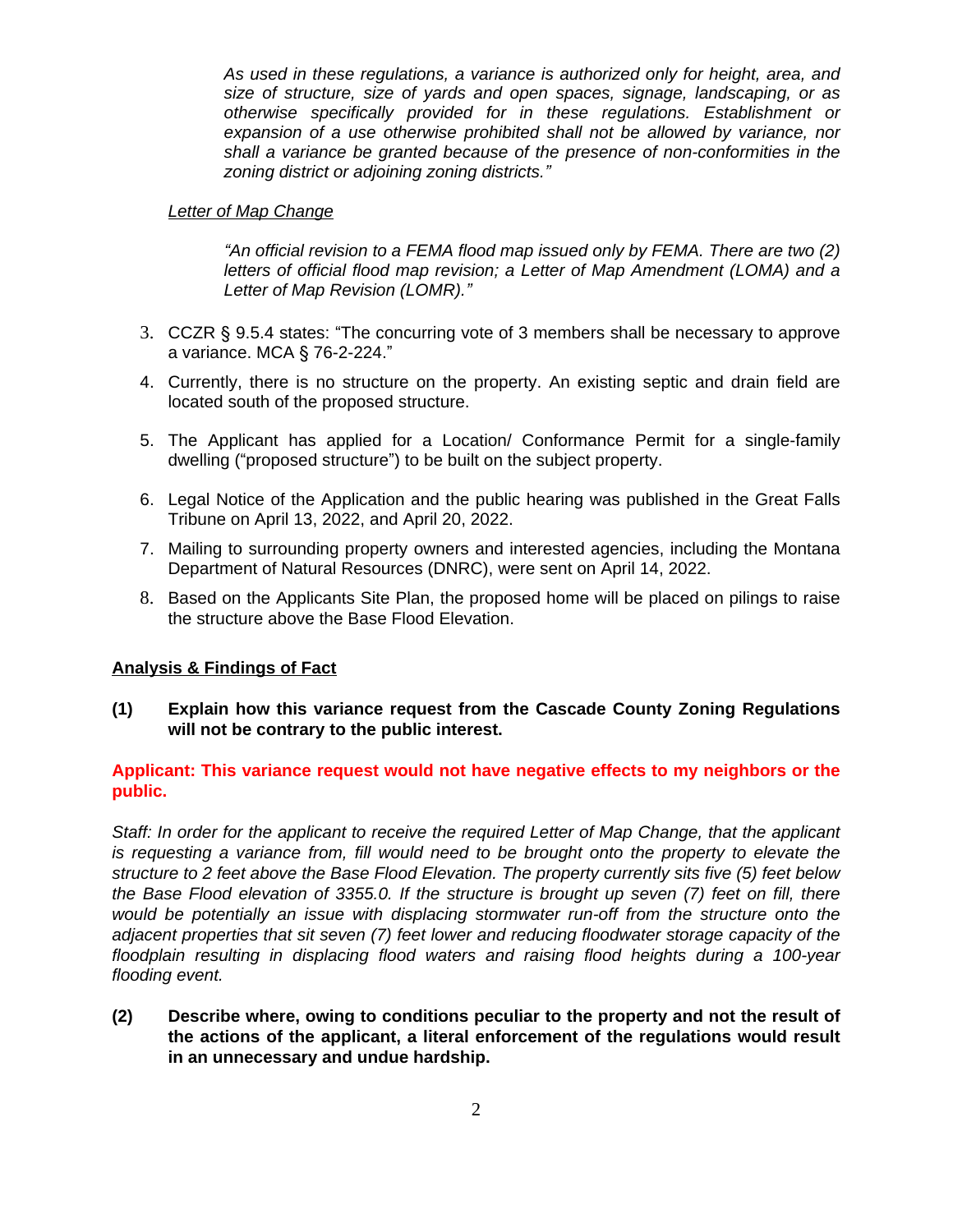*As used in these regulations, a variance is authorized only for height, area, and size of structure, size of yards and open spaces, signage, landscaping, or as otherwise specifically provided for in these regulations. Establishment or expansion of a use otherwise prohibited shall not be allowed by variance, nor shall a variance be granted because of the presence of non-conformities in the zoning district or adjoining zoning districts."*

<u>*Letter of Map Change*</u>

*"An official revision to a FEMA flood map issued only by FEMA. There are two (2) letters of official flood map revision; a Letter of Map Amendment (LOMA) and a Letter of Map Revision (LOMR)."*

3. CCZR § 9.5.4 states: "The concurring vote of 3 members shall be necessary to approve a variance. MCA § 76-2-224."
4. Currently, there is no structure on the property. An existing septic and drain field are located south of the proposed structure.
5. The Applicant has applied for a Location/ Conformance Permit for a single-family dwelling ("proposed structure") to be built on the subject property.
6. Legal Notice of the Application and the public hearing was published in the Great Falls Tribune on April 13, 2022, and April 20, 2022.
7. Mailing to surrounding property owners and interested agencies, including the Montana Department of Natural Resources (DNRC), were sent on April 14, 2022.
8. Based on the Applicants Site Plan, the proposed home will be placed on pilings to raise the structure above the Base Flood Elevation.

## <u>Analysis & Findings of Fact</u>

**(1) Explain how this variance request from the Cascade County Zoning Regulations will not be contrary to the public interest.**

**Applicant: This variance request would not have negative effects to my neighbors or the public.**

*Staff: In order for the applicant to receive the required Letter of Map Change, that the applicant is requesting a variance from, fill would need to be brought onto the property to elevate the structure to 2 feet above the Base Flood Elevation. The property currently sits five (5) feet below the Base Flood elevation of 3355.0. If the structure is brought up seven (7) feet on fill, there would be potentially an issue with displacing stormwater run-off from the structure onto the adjacent properties that sit seven (7) feet lower and reducing floodwater storage capacity of the floodplain resulting in displacing flood waters and raising flood heights during a 100-year flooding event.*

**(2) Describe where, owing to conditions peculiar to the property and not the result of the actions of the applicant, a literal enforcement of the regulations would result in an unnecessary and undue hardship.**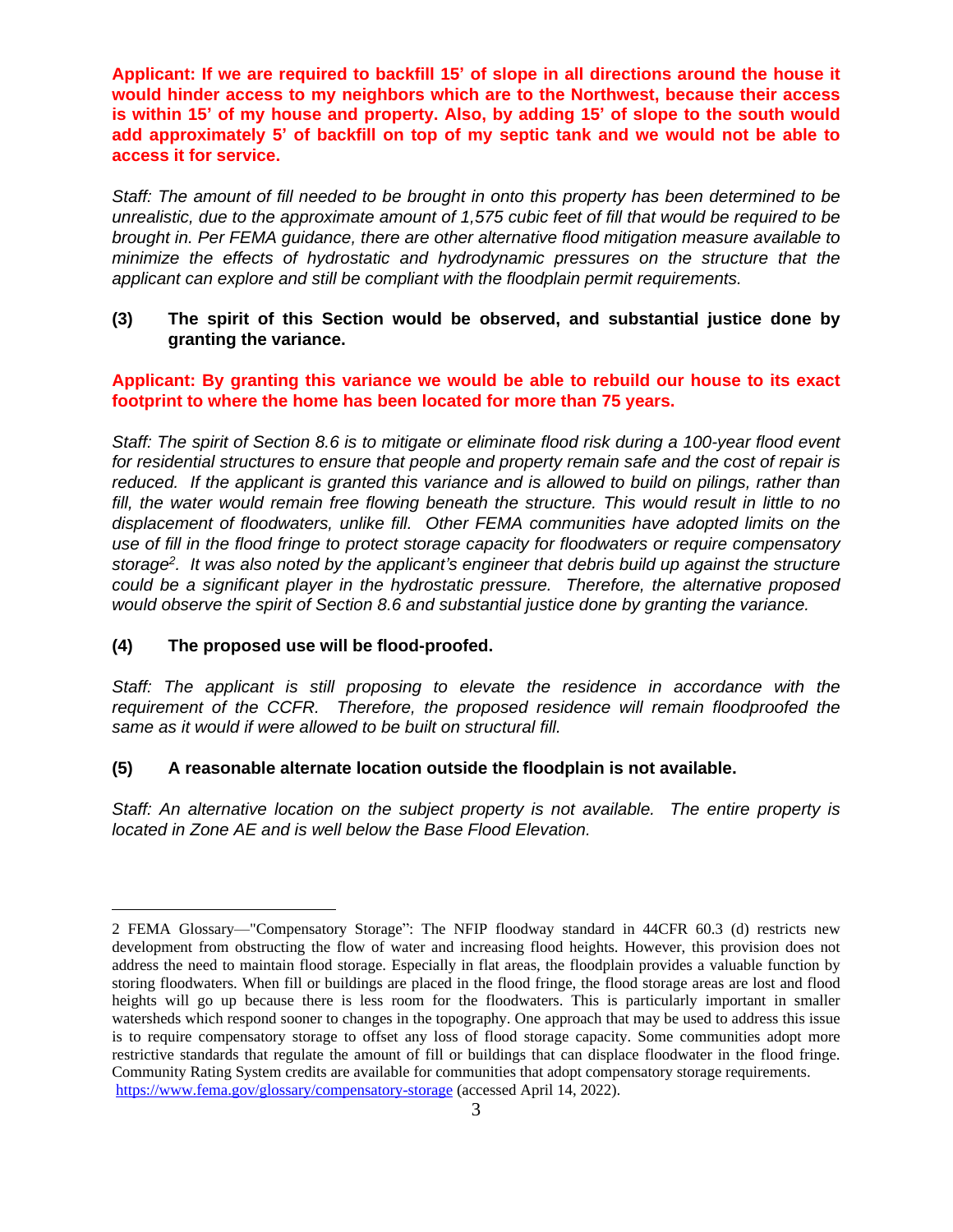**Applicant: If we are required to backfill 15' of slope in all directions around the house it would hinder access to my neighbors which are to the Northwest, because their access is within 15' of my house and property. Also, by adding 15' of slope to the south would add approximately 5' of backfill on top of my septic tank and we would not be able to access it for service.**

*Staff: The amount of fill needed to be brought in onto this property has been determined to be unrealistic, due to the approximate amount of 1,575 cubic feet of fill that would be required to be brought in. Per FEMA guidance, there are other alternative flood mitigation measure available to minimize the effects of hydrostatic and hydrodynamic pressures on the structure that the applicant can explore and still be compliant with the floodplain permit requirements.*

**(3) The spirit of this Section would be observed, and substantial justice done by granting the variance.**

**Applicant: By granting this variance we would be able to rebuild our house to its exact footprint to where the home has been located for more than 75 years.**

*Staff: The spirit of Section 8.6 is to mitigate or eliminate flood risk during a 100-year flood event for residential structures to ensure that people and property remain safe and the cost of repair is reduced. If the applicant is granted this variance and is allowed to build on pilings, rather than fill, the water would remain free flowing beneath the structure. This would result in little to no displacement of floodwaters, unlike fill. Other FEMA communities have adopted limits on the use of fill in the flood fringe to protect storage capacity for floodwaters or require compensatory storage[2]. It was also noted by the applicant's engineer that debris build up against the structure could be a significant player in the hydrostatic pressure. Therefore, the alternative proposed would observe the spirit of Section 8.6 and substantial justice done by granting the variance.*

**(4) The proposed use will be flood-proofed.**

*Staff: The applicant is still proposing to elevate the residence in accordance with the requirement of the CCFR. Therefore, the proposed residence will remain floodproofed the same as it would if were allowed to be built on structural fill.*

**(5) A reasonable alternate location outside the floodplain is not available.**

*Staff: An alternative location on the subject property is not available. The entire property is located in Zone AE and is well below the Base Flood Elevation.*

---

2 FEMA Glossary—"Compensatory Storage": The NFIP floodway standard in 44CFR 60.3 (d) restricts new development from obstructing the flow of water and increasing flood heights. However, this provision does not address the need to maintain flood storage. Especially in flat areas, the floodplain provides a valuable function by storing floodwaters. When fill or buildings are placed in the flood fringe, the flood storage areas are lost and flood heights will go up because there is less room for the floodwaters. This is particularly important in smaller watersheds which respond sooner to changes in the topography. One approach that may be used to address this issue is to require compensatory storage to offset any loss of flood storage capacity. Some communities adopt more restrictive standards that regulate the amount of fill or buildings that can displace floodwater in the flood fringe. Community Rating System credits are available for communities that adopt compensatory storage requirements. https://www.fema.gov/glossary/compensatory-storage (accessed April 14, 2022).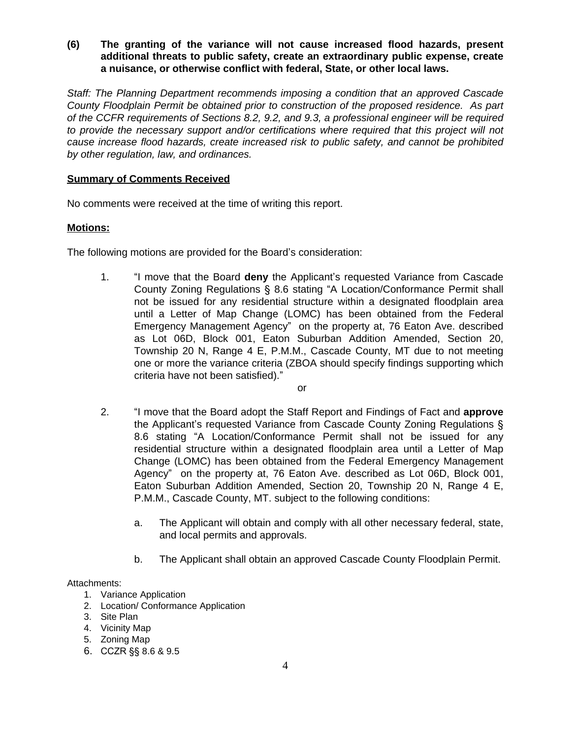**(6) The granting of the variance will not cause increased flood hazards, present additional threats to public safety, create an extraordinary public expense, create a nuisance, or otherwise conflict with federal, State, or other local laws.**

*Staff: The Planning Department recommends imposing a condition that an approved Cascade County Floodplain Permit be obtained prior to construction of the proposed residence. As part of the CCFR requirements of Sections 8.2, 9.2, and 9.3, a professional engineer will be required to provide the necessary support and/or certifications where required that this project will not cause increase flood hazards, create increased risk to public safety, and cannot be prohibited by other regulation, law, and ordinances.*

**Summary of Comments Received**

No comments were received at the time of writing this report.

**Motions:**

The following motions are provided for the Board's consideration:

1. "I move that the Board **deny** the Applicant's requested Variance from Cascade County Zoning Regulations § 8.6 stating "A Location/Conformance Permit shall not be issued for any residential structure within a designated floodplain area until a Letter of Map Change (LOMC) has been obtained from the Federal Emergency Management Agency" on the property at, 76 Eaton Ave. described as Lot 06D, Block 001, Eaton Suburban Addition Amended, Section 20, Township 20 N, Range 4 E, P.M.M., Cascade County, MT due to not meeting one or more the variance criteria (ZBOA should specify findings supporting which criteria have not been satisfied)."

or

2. "I move that the Board adopt the Staff Report and Findings of Fact and **approve** the Applicant's requested Variance from Cascade County Zoning Regulations § 8.6 stating "A Location/Conformance Permit shall not be issued for any residential structure within a designated floodplain area until a Letter of Map Change (LOMC) has been obtained from the Federal Emergency Management Agency" on the property at, 76 Eaton Ave. described as Lot 06D, Block 001, Eaton Suburban Addition Amended, Section 20, Township 20 N, Range 4 E, P.M.M., Cascade County, MT. subject to the following conditions:

   a. The Applicant will obtain and comply with all other necessary federal, state, and local permits and approvals.

   b. The Applicant shall obtain an approved Cascade County Floodplain Permit.

Attachments:

1. Variance Application
2. Location/ Conformance Application
3. Site Plan
4. Vicinity Map
5. Zoning Map
6. CCZR §§ 8.6 & 9.5